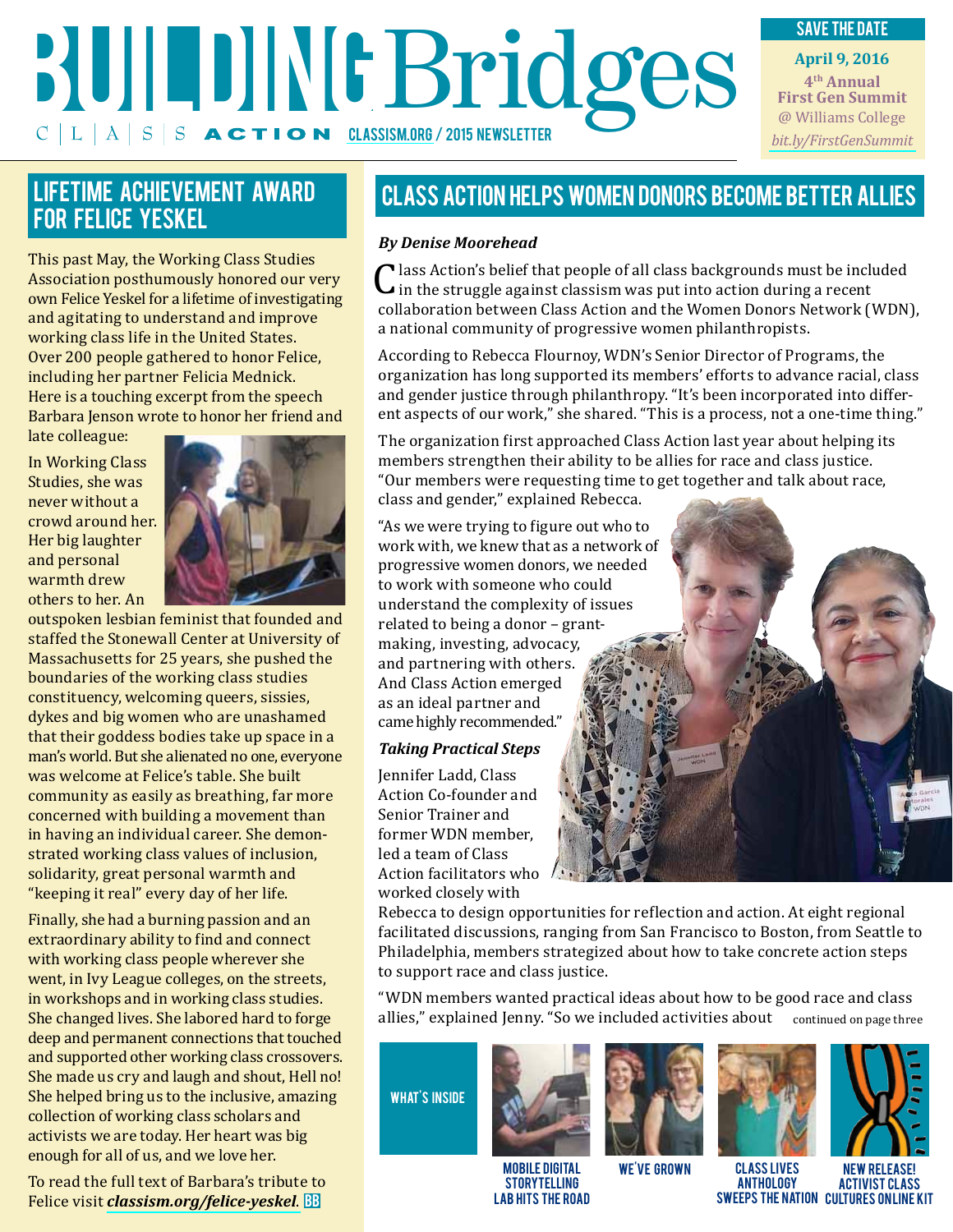# Building Bridges

CLASS ACTION CLASSISM.ORG / 2015 NEWSLETTER

**SAVE THE DATE**

**April 9, 2016**
**4th Annual First Gen Summit**
@ Williams College
*bit.ly/FirstGenSummit*

## Lifetime Achievement Award for Felice Yeskel

This past May, the Working Class Studies Association posthumously honored our very own Felice Yeskel for a lifetime of investigating and agitating to understand and improve working class life in the United States. Over 200 people gathered to honor Felice, including her partner Felicia Mednick. Here is a touching excerpt from the speech Barbara Jenson wrote to honor her friend and late colleague:

In Working Class Studies, she was never without a crowd around her. Her big laughter and personal warmth drew others to her. An outspoken lesbian feminist that founded and staffed the Stonewall Center at University of Massachusetts for 25 years, she pushed the boundaries of the working class studies constituency, welcoming queers, sissies, dykes and big women who are unashamed that their goddess bodies take up space in a man's world. But she alienated no one, everyone was welcome at Felice's table. She built community as easily as breathing, far more concerned with building a movement than in having an individual career. She demonstrated working class values of inclusion, solidarity, great personal warmth and "keeping it real" every day of her life.

Finally, she had a burning passion and an extraordinary ability to find and connect with working class people wherever she went, in Ivy League colleges, on the streets, in workshops and in working class studies. She changed lives. She labored hard to forge deep and permanent connections that touched and supported other working class crossovers. She made us cry and laugh and shout, Hell no! She helped bring us to the inclusive, amazing collection of working class scholars and activists we are today. Her heart was big enough for all of us, and we love her.

To read the full text of Barbara's tribute to Felice visit ***classism.org/felice-yeskel***. BB

## Class Action Helps Women Donors Become Better Allies

***By Denise Moorehead***

Class Action's belief that people of all class backgrounds must be included in the struggle against classism was put into action during a recent collaboration between Class Action and the Women Donors Network (WDN), a national community of progressive women philanthropists.

According to Rebecca Flournoy, WDN's Senior Director of Programs, the organization has long supported its members' efforts to advance racial, class and gender justice through philanthropy. "It's been incorporated into different aspects of our work," she shared. "This is a process, not a one-time thing."

The organization first approached Class Action last year about helping its members strengthen their ability to be allies for race and class justice. "Our members were requesting time to get together and talk about race, class and gender," explained Rebecca.

"As we were trying to figure out who to work with, we knew that as a network of progressive women donors, we needed to work with someone who could understand the complexity of issues related to being a donor – grantmaking, investing, advocacy, and partnering with others. And Class Action emerged as an ideal partner and came highly recommended."

### *Taking Practical Steps*

Jennifer Ladd, Class Action Co-founder and Senior Trainer and former WDN member, led a team of Class Action facilitators who worked closely with Rebecca to design opportunities for reflection and action. At eight regional facilitated discussions, ranging from San Francisco to Boston, from Seattle to Philadelphia, members strategized about how to take concrete action steps to support race and class justice.

"WDN members wanted practical ideas about how to be good race and class allies," explained Jenny. "So we included activities about *continued on page three*

**What's Inside**

- Mobile Digital Storytelling Lab Hits the Road
- We've Grown
- Class Lives Anthology Sweeps the Nation
- New Release! Activist Class Cultures Online Kit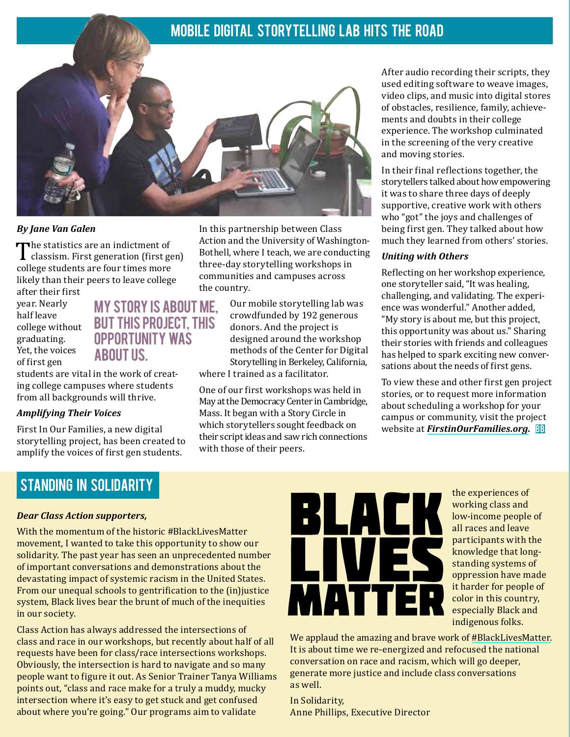## MOBILE DIGITAL STORYTELLING LAB HITS THE ROAD

***By Jane Van Galen***

The statistics are an indictment of classism. First generation (first gen) college students are four times more likely than their peers to leave college after their first year. Nearly half leave college without graduating. Yet, the voices of first gen students are vital in the work of creating college campuses where students from all backgrounds will thrive.

> MY STORY IS ABOUT ME, BUT THIS PROJECT, THIS OPPORTUNITY WAS ABOUT US.

### *Amplifying Their Voices*

First In Our Families, a new digital storytelling project, has been created to amplify the voices of first gen students. In this partnership between Class Action and the University of Washington-Bothell, where I teach, we are conducting three-day storytelling workshops in communities and campuses across the country.

Our mobile storytelling lab was crowdfunded by 192 generous donors. And the project is designed around the workshop methods of the Center for Digital Storytelling in Berkeley, California, where I trained as a facilitator.

One of our first workshops was held in May at the Democracy Center in Cambridge, Mass. It began with a Story Circle in which storytellers sought feedback on their script ideas and saw rich connections with those of their peers.

After audio recording their scripts, they used editing software to weave images, video clips, and music into digital stores of obstacles, resilience, family, achievements and doubts in their college experience. The workshop culminated in the screening of the very creative and moving stories.

In their final reflections together, the storytellers talked about how empowering it was to share three days of deeply supportive, creative work with others who "got" the joys and challenges of being first gen. They talked about how much they learned from others' stories.

### *Uniting with Others*

Reflecting on her workshop experience, one storyteller said, "It was healing, challenging, and validating. The experience was wonderful." Another added, "My story is about me, but this project, this opportunity was about us." Sharing their stories with friends and colleagues has helped to spark exciting new conversations about the needs of first gens.

To view these and other first gen project stories, or to request more information about scheduling a workshop for your campus or community, visit the project website at ***FirstinOurFamilies.org.***

## STANDING IN SOLIDARITY

***Dear Class Action supporters,***

With the momentum of the historic #BlackLivesMatter movement, I wanted to take this opportunity to show our solidarity. The past year has seen an unprecedented number of important conversations and demonstrations about the devastating impact of systemic racism in the United States. From our unequal schools to gentrification to the (in)justice system, Black lives bear the brunt of much of the inequities in our society.

Class Action has always addressed the intersections of class and race in our workshops, but recently about half of all requests have been for class/race intersections workshops. Obviously, the intersection is hard to navigate and so many people want to figure it out. As Senior Trainer Tanya Williams points out, "class and race make for a truly a muddy, mucky intersection where it's easy to get stuck and get confused about where you're going." Our programs aim to validate the experiences of working class and low-income people of all races and leave participants with the knowledge that long-standing systems of oppression have made it harder for people of color in this country, especially Black and indigenous folks.

BLACK LIVES MATTER

We applaud the amazing and brave work of #BlackLivesMatter. It is about time we re-energized and refocused the national conversation on race and racism, which will go deeper, generate more justice and include class conversations as well.

In Solidarity,
Anne Phillips, Executive Director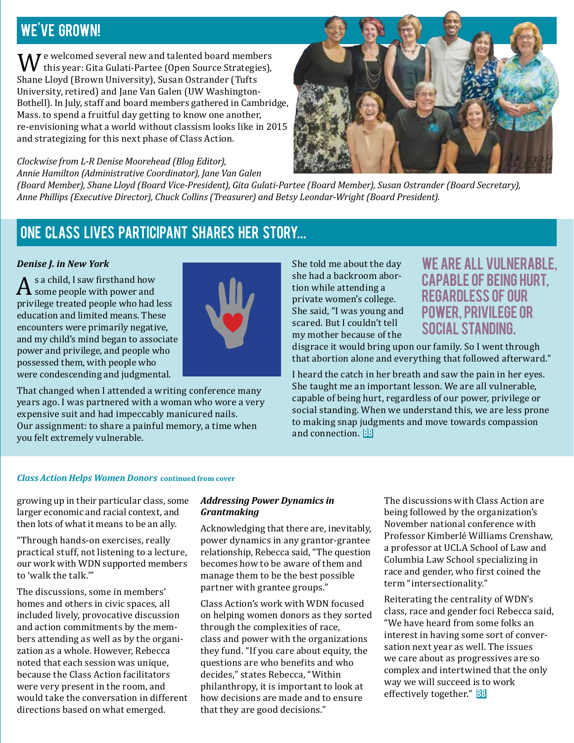## WE'VE GROWN!

We welcomed several new and talented board members this year: Gita Gulati-Partee (Open Source Strategies), Shane Lloyd (Brown University), Susan Ostrander (Tufts University, retired) and Jane Van Galen (UW Washington-Bothell). In July, staff and board members gathered in Cambridge, Mass. to spend a fruitful day getting to know one another, re-envisioning what a world without classism looks like in 2015 and strategizing for this next phase of Class Action.

*Clockwise from L-R Denise Moorehead (Blog Editor), Annie Hamilton (Administrative Coordinator), Jane Van Galen (Board Member), Shane Lloyd (Board Vice-President), Gita Gulati-Partee (Board Member), Susan Ostrander (Board Secretary), Anne Phillips (Executive Director), Chuck Collins (Treasurer) and Betsy Leondar-Wright (Board President).*

## ONE CLASS LIVES PARTICIPANT SHARES HER STORY...

***Denise J. in New York***

As a child, I saw firsthand how some people with power and privilege treated people who had less education and limited means. These encounters were primarily negative, and my child's mind began to associate power and privilege, and people who possessed them, with people who were condescending and judgmental.

That changed when I attended a writing conference many years ago. I was partnered with a woman who wore a very expensive suit and had impeccably manicured nails. Our assignment: to share a painful memory, a time when you felt extremely vulnerable.

She told me about the day she had a backroom abortion while attending a private women's college. She said, "I was young and scared. But I couldn't tell my mother because of the disgrace it would bring upon our family. So I went through that abortion alone and everything that followed afterward."

### WE ARE ALL VULNERABLE, CAPABLE OF BEING HURT, REGARDLESS OF OUR POWER, PRIVILEGE OR SOCIAL STANDING.

I heard the catch in her breath and saw the pain in her eyes. She taught me an important lesson. We are all vulnerable, capable of being hurt, regardless of our power, privilege or social standing. When we understand this, we are less prone to making snap judgments and move towards compassion and connection.

***Class Action Helps Women Donors*** **continued from cover**

growing up in their particular class, some larger economic and racial context, and then lots of what it means to be an ally.

"Through hands-on exercises, really practical stuff, not listening to a lecture, our work with WDN supported members to 'walk the talk.'"

The discussions, some in members' homes and others in civic spaces, all included lively, provocative discussion and action commitments by the members attending as well as by the organization as a whole. However, Rebecca noted that each session was unique, because the Class Action facilitators were very present in the room, and would take the conversation in different directions based on what emerged.

***Addressing Power Dynamics in Grantmaking***

Acknowledging that there are, inevitably, power dynamics in any grantor-grantee relationship, Rebecca said, "The question becomes how to be aware of them and manage them to be the best possible partner with grantee groups."

Class Action's work with WDN focused on helping women donors as they sorted through the complexities of race, class and power with the organizations they fund. "If you care about equity, the questions are who benefits and who decides," states Rebecca, "Within philanthropy, it is important to look at how decisions are made and to ensure that they are good decisions."

The discussions with Class Action are being followed by the organization's November national conference with Professor Kimberlé Williams Crenshaw, a professor at UCLA School of Law and Columbia Law School specializing in race and gender, who first coined the term "intersectionality."

Reiterating the centrality of WDN's class, race and gender foci Rebecca said, "We have heard from some folks an interest in having some sort of conversation next year as well. The issues we care about as progressives are so complex and intertwined that the only way we will succeed is to work effectively together."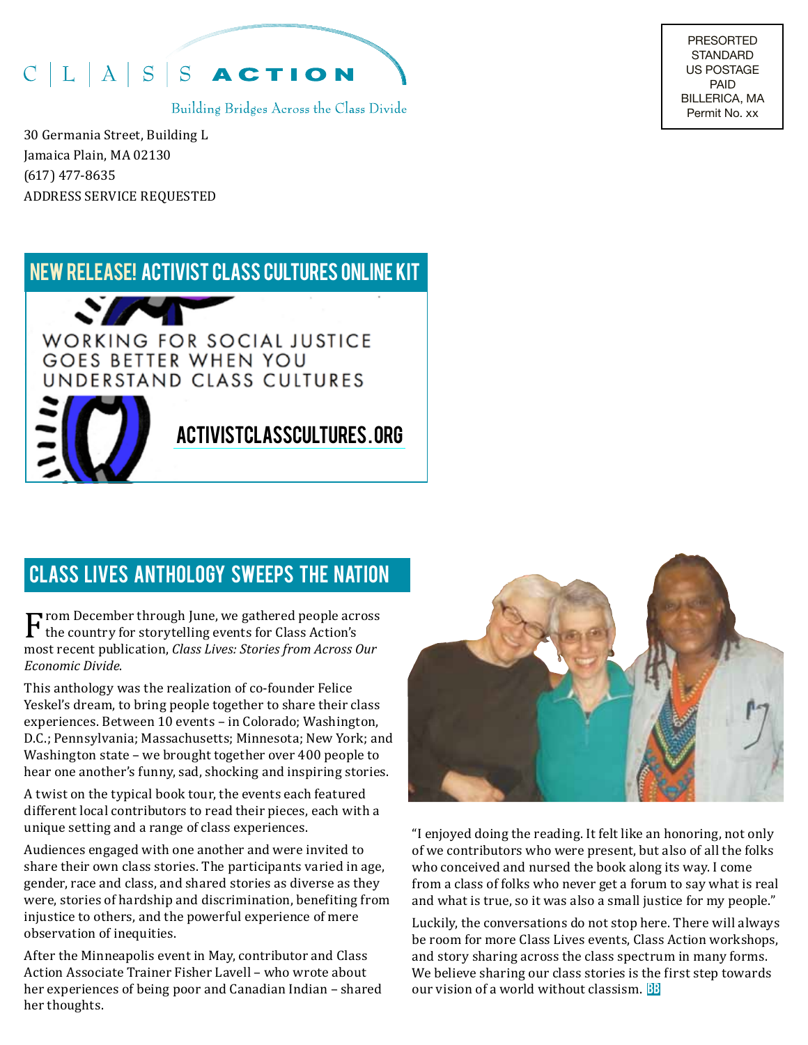C | L | A | S | S ACTION

Building Bridges Across the Class Divide

30 Germania Street, Building L
Jamaica Plain, MA 02130
(617) 477-8635
ADDRESS SERVICE REQUESTED

PRESORTED
STANDARD
US POSTAGE
PAID
BILLERICA, MA
Permit No. xx

## NEW RELEASE! ACTIVIST CLASS CULTURES ONLINE KIT

WORKING FOR SOCIAL JUSTICE GOES BETTER WHEN YOU UNDERSTAND CLASS CULTURES

ACTIVISTCLASSCULTURES.ORG

## CLASS LIVES ANTHOLOGY SWEEPS THE NATION

From December through June, we gathered people across the country for storytelling events for Class Action's most recent publication, *Class Lives: Stories from Across Our Economic Divide*.

This anthology was the realization of co-founder Felice Yeskel's dream, to bring people together to share their class experiences. Between 10 events – in Colorado; Washington, D.C.; Pennsylvania; Massachusetts; Minnesota; New York; and Washington state – we brought together over 400 people to hear one another's funny, sad, shocking and inspiring stories.

A twist on the typical book tour, the events each featured different local contributors to read their pieces, each with a unique setting and a range of class experiences.

Audiences engaged with one another and were invited to share their own class stories. The participants varied in age, gender, race and class, and shared stories as diverse as they were, stories of hardship and discrimination, benefiting from injustice to others, and the powerful experience of mere observation of inequities.

After the Minneapolis event in May, contributor and Class Action Associate Trainer Fisher Lavell – who wrote about her experiences of being poor and Canadian Indian – shared her thoughts.

"I enjoyed doing the reading. It felt like an honoring, not only of we contributors who were present, but also of all the folks who conceived and nursed the book along its way. I come from a class of folks who never get a forum to say what is real and what is true, so it was also a small justice for my people."

Luckily, the conversations do not stop here. There will always be room for more Class Lives events, Class Action workshops, and story sharing across the class spectrum in many forms. We believe sharing our class stories is the first step towards our vision of a world without classism.